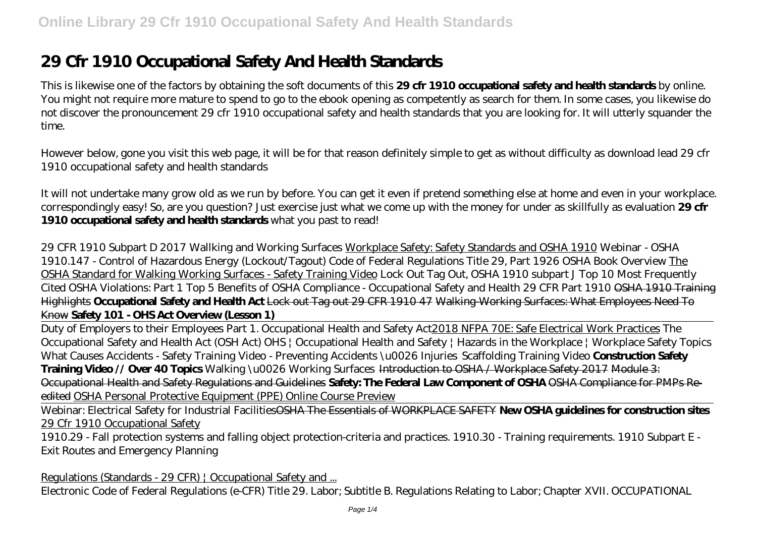# 29 Cfr 1910 Occupational Safety And Health Standards

This is likewise one of the factors by obtaining the soft documents of this **29 cfr 1910 occupational safety and health standards** by online. You might not require more mature to spend to go to the ebook opening as competently as search for them. In some cases, you likewise do not discover the pronouncement 29 cfr 1910 occupational safety and health standards that you are looking for. It will utterly squander the time.

However below, gone you visit this web page, it will be for that reason definitely simple to get as without difficulty as download lead 29 cfr 1910 occupational safety and health standards

It will not undertake many grow old as we run by before. You can get it even if pretend something else at home and even in your workplace. correspondingly easy! So, are you question? Just exercise just what we come up with the money for under as skillfully as evaluation **29 cfr 1910 occupational safety and health standards** what you past to read!

*29 CFR 1910 Subpart D 2017 Wallking and Working Surfaces* Workplace Safety: Safety Standards and OSHA 1910 *Webinar - OSHA 1910.147 - Control of Hazardous Energy (Lockout/Tagout) Code of Federal Regulations Title 29, Part 1926 OSHA Book Overview* The OSHA Standard for Walking Working Surfaces - Safety Training Video *Lock Out Tag Out, OSHA 1910 subpart J Top 10 Most Frequently Cited OSHA Violations: Part 1 Top 5 Benefits of OSHA Compliance - Occupational Safety and Health 29 CFR Part 1910* ~~OSHA 1910 Training Highlights~~ **Occupational Safety and Health Act** ~~Lock out Tag out 29 CFR 1910 47~~ ~~Walking-Working Surfaces: What Employees Need To Know~~ **Safety 101 - OHS Act Overview (Lesson 1)**

Duty of Employers to their Employees Part 1. Occupational Health and Safety Act2018 NFPA 70E: Safe Electrical Work Practices *The Occupational Safety and Health Act (OSH Act) OHS | Occupational Health and Safety | Hazards in the Workplace | Workplace Safety Topics What Causes Accidents - Safety Training Video - Preventing Accidents \u0026 Injuries Scaffolding Training Video* **Construction Safety Training Video // Over 40 Topics** *Walking \u0026 Working Surfaces* ~~Introduction to OSHA / Workplace Safety 2017~~ ~~Module 3: Occupational Health and Safety Regulations and Guidelines~~ **Safety: The Federal Law Component of OSHA** ~~OSHA Compliance for PMPs Re-edited~~ ~~OSHA Personal Protective Equipment (PPE) Online Course Preview~~

Webinar: Electrical Safety for Industrial Facilities~~OSHA The Essentials of WORKPLACE SAFETY~~ **New OSHA guidelines for construction sites** 29 Cfr 1910 Occupational Safety

1910.29 - Fall protection systems and falling object protection-criteria and practices. 1910.30 - Training requirements. 1910 Subpart E - Exit Routes and Emergency Planning

Regulations (Standards - 29 CFR) | Occupational Safety and ...

Electronic Code of Federal Regulations (e-CFR) Title 29. Labor; Subtitle B. Regulations Relating to Labor; Chapter XVII. OCCUPATIONAL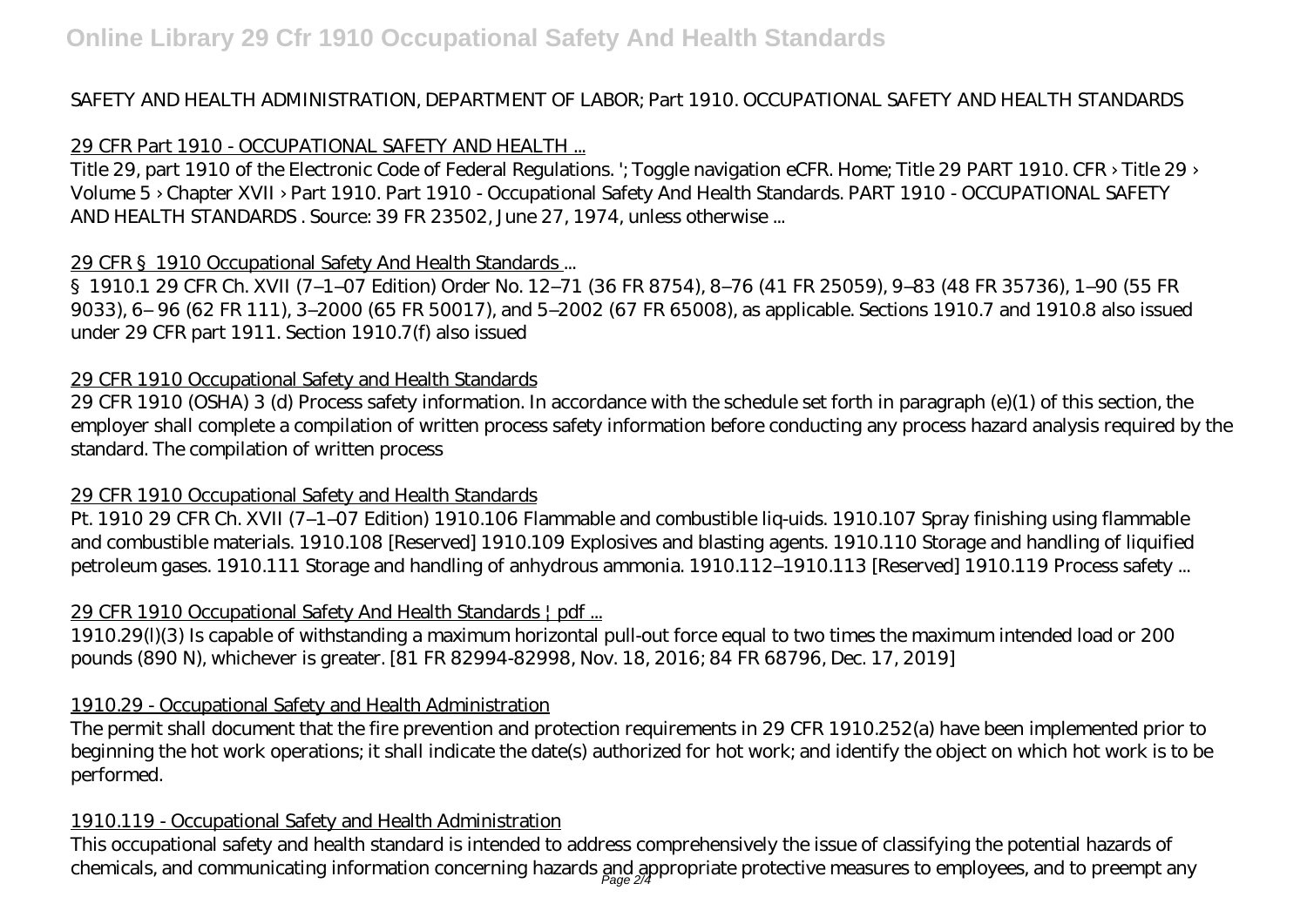SAFETY AND HEALTH ADMINISTRATION, DEPARTMENT OF LABOR; Part 1910. OCCUPATIONAL SAFETY AND HEALTH STANDARDS

## 29 CFR Part 1910 - OCCUPATIONAL SAFETY AND HEALTH ...

Title 29, part 1910 of the Electronic Code of Federal Regulations. '; Toggle navigation eCFR. Home; Title 29 PART 1910. CFR › Title 29 › Volume 5 › Chapter XVII › Part 1910. Part 1910 - Occupational Safety And Health Standards. PART 1910 - OCCUPATIONAL SAFETY AND HEALTH STANDARDS . Source: 39 FR 23502, June 27, 1974, unless otherwise ...

## 29 CFR § 1910 Occupational Safety And Health Standards ...

§ 1910.1 29 CFR Ch. XVII (7–1–07 Edition) Order No. 12–71 (36 FR 8754), 8–76 (41 FR 25059), 9–83 (48 FR 35736), 1–90 (55 FR 9033), 6– 96 (62 FR 111), 3–2000 (65 FR 50017), and 5–2002 (67 FR 65008), as applicable. Sections 1910.7 and 1910.8 also issued under 29 CFR part 1911. Section 1910.7(f) also issued

## 29 CFR 1910 Occupational Safety and Health Standards

29 CFR 1910 (OSHA) 3 (d) Process safety information. In accordance with the schedule set forth in paragraph (e)(1) of this section, the employer shall complete a compilation of written process safety information before conducting any process hazard analysis required by the standard. The compilation of written process

## 29 CFR 1910 Occupational Safety and Health Standards

Pt. 1910 29 CFR Ch. XVII (7–1–07 Edition) 1910.106 Flammable and combustible liq-uids. 1910.107 Spray finishing using flammable and combustible materials. 1910.108 [Reserved] 1910.109 Explosives and blasting agents. 1910.110 Storage and handling of liquified petroleum gases. 1910.111 Storage and handling of anhydrous ammonia. 1910.112–1910.113 [Reserved] 1910.119 Process safety ...

## 29 CFR 1910 Occupational Safety And Health Standards | pdf ...

1910.29(l)(3) Is capable of withstanding a maximum horizontal pull-out force equal to two times the maximum intended load or 200 pounds (890 N), whichever is greater. [81 FR 82994-82998, Nov. 18, 2016; 84 FR 68796, Dec. 17, 2019]

## 1910.29 - Occupational Safety and Health Administration

The permit shall document that the fire prevention and protection requirements in 29 CFR 1910.252(a) have been implemented prior to beginning the hot work operations; it shall indicate the date(s) authorized for hot work; and identify the object on which hot work is to be performed.

## 1910.119 - Occupational Safety and Health Administration

This occupational safety and health standard is intended to address comprehensively the issue of classifying the potential hazards of chemicals, and communicating information concerning hazards and appropriate protective measures to employees, and to preempt any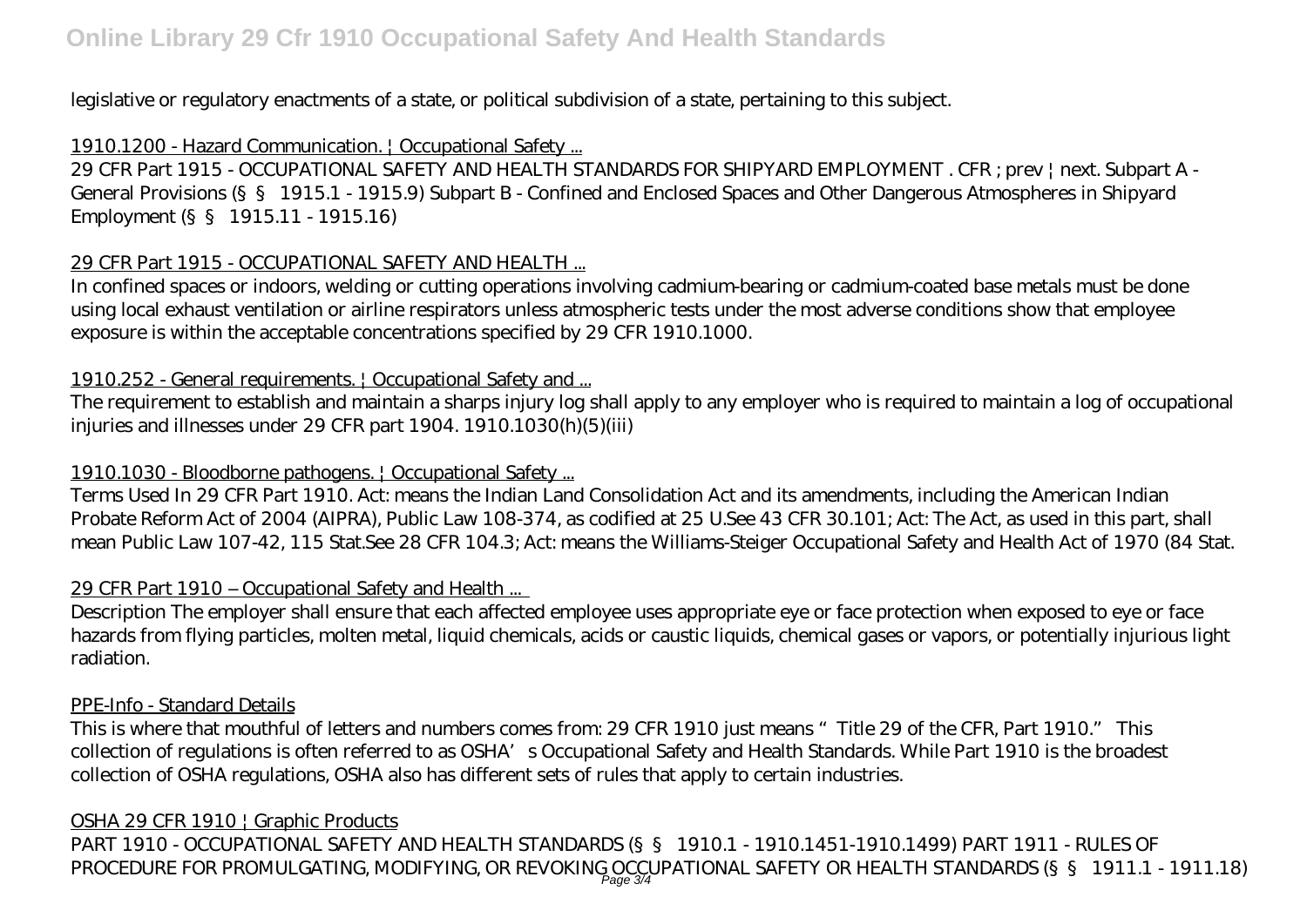legislative or regulatory enactments of a state, or political subdivision of a state, pertaining to this subject.

1910.1200 - Hazard Communication. | Occupational Safety ...

29 CFR Part 1915 - OCCUPATIONAL SAFETY AND HEALTH STANDARDS FOR SHIPYARD EMPLOYMENT . CFR ; prev | next. Subpart A - General Provisions (§§ 1915.1 - 1915.9) Subpart B - Confined and Enclosed Spaces and Other Dangerous Atmospheres in Shipyard Employment (§§ 1915.11 - 1915.16)

29 CFR Part 1915 - OCCUPATIONAL SAFETY AND HEALTH ...

In confined spaces or indoors, welding or cutting operations involving cadmium-bearing or cadmium-coated base metals must be done using local exhaust ventilation or airline respirators unless atmospheric tests under the most adverse conditions show that employee exposure is within the acceptable concentrations specified by 29 CFR 1910.1000.

1910.252 - General requirements. | Occupational Safety and ...

The requirement to establish and maintain a sharps injury log shall apply to any employer who is required to maintain a log of occupational injuries and illnesses under 29 CFR part 1904. 1910.1030(h)(5)(iii)

1910.1030 - Bloodborne pathogens. | Occupational Safety ...

Terms Used In 29 CFR Part 1910. Act: means the Indian Land Consolidation Act and its amendments, including the American Indian Probate Reform Act of 2004 (AIPRA), Public Law 108-374, as codified at 25 U.See 43 CFR 30.101; Act: The Act, as used in this part, shall mean Public Law 107-42, 115 Stat.See 28 CFR 104.3; Act: means the Williams-Steiger Occupational Safety and Health Act of 1970 (84 Stat.

29 CFR Part 1910 – Occupational Safety and Health ...

Description The employer shall ensure that each affected employee uses appropriate eye or face protection when exposed to eye or face hazards from flying particles, molten metal, liquid chemicals, acids or caustic liquids, chemical gases or vapors, or potentially injurious light radiation.

PPE-Info - Standard Details

This is where that mouthful of letters and numbers comes from: 29 CFR 1910 just means "Title 29 of the CFR, Part 1910." This collection of regulations is often referred to as OSHA's Occupational Safety and Health Standards. While Part 1910 is the broadest collection of OSHA regulations, OSHA also has different sets of rules that apply to certain industries.

OSHA 29 CFR 1910 | Graphic Products

PART 1910 - OCCUPATIONAL SAFETY AND HEALTH STANDARDS (§§ 1910.1 - 1910.1451-1910.1499) PART 1911 - RULES OF PROCEDURE FOR PROMULGATING, MODIFYING, OR REVOKING OCCUPATIONAL SAFETY OR HEALTH STANDARDS (§§ 1911.1 - 1911.18)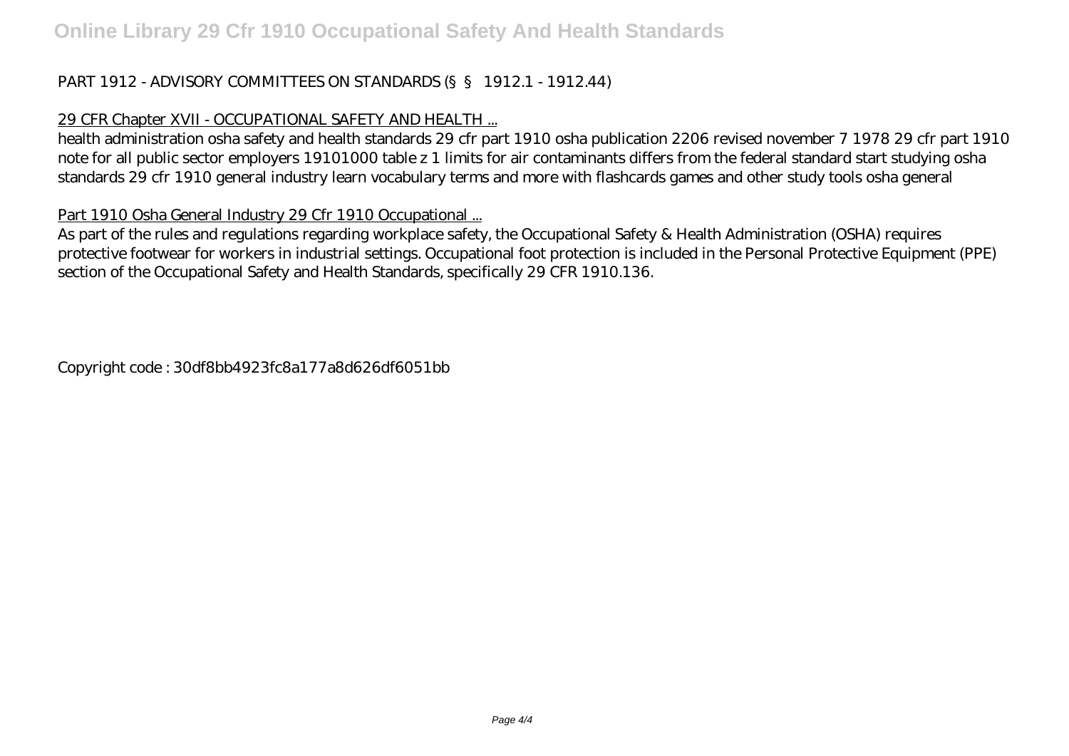PART 1912 - ADVISORY COMMITTEES ON STANDARDS (§§ 1912.1 - 1912.44)

29 CFR Chapter XVII - OCCUPATIONAL SAFETY AND HEALTH ...

health administration osha safety and health standards 29 cfr part 1910 osha publication 2206 revised november 7 1978 29 cfr part 1910 note for all public sector employers 19101000 table z 1 limits for air contaminants differs from the federal standard start studying osha standards 29 cfr 1910 general industry learn vocabulary terms and more with flashcards games and other study tools osha general

Part 1910 Osha General Industry 29 Cfr 1910 Occupational ...

As part of the rules and regulations regarding workplace safety, the Occupational Safety & Health Administration (OSHA) requires protective footwear for workers in industrial settings. Occupational foot protection is included in the Personal Protective Equipment (PPE) section of the Occupational Safety and Health Standards, specifically 29 CFR 1910.136.

Copyright code : 30df8bb4923fc8a177a8d626df6051bb